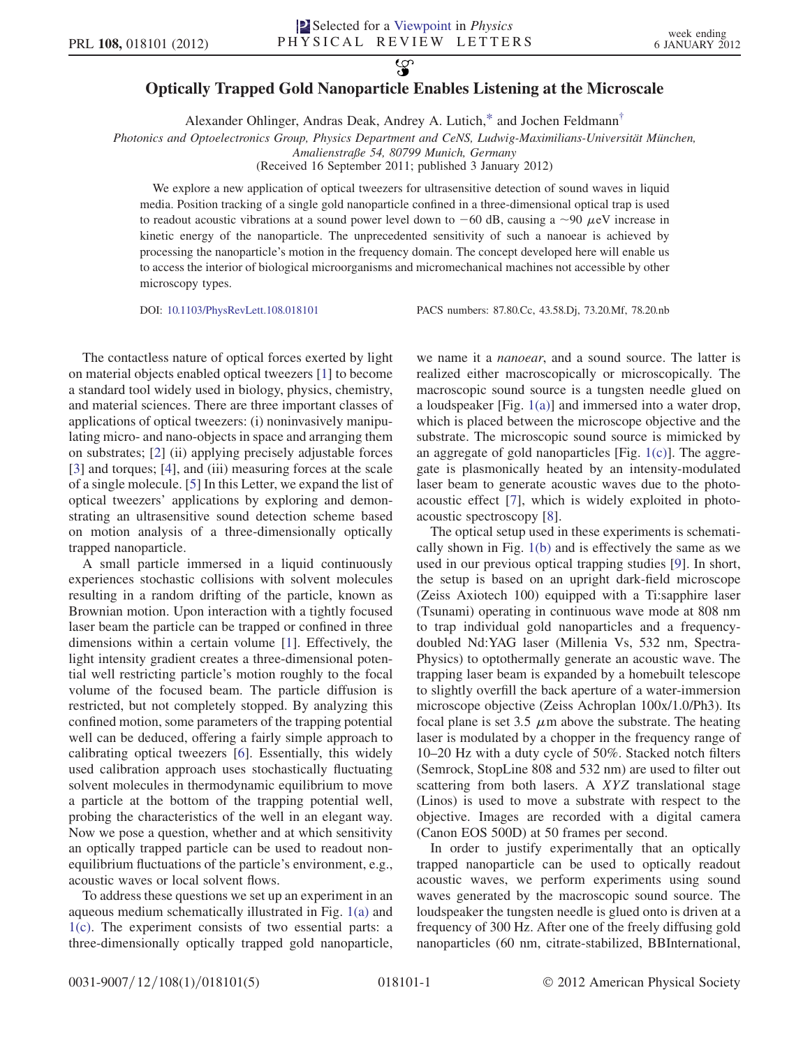# Optically Trapped Gold Nanoparticle Enables Listening at the Microscale

Alexander Ohlinger, Andras Deak, Andrey A. Lutich,* and Jochen Feldmann†

*Photonics and Optoelectronics Group, Physics Department and CeNS, Ludwig-Maximilians-Universität München, Amalienstraße 54, 80799 Munich, Germany*

(Received 16 September 2011; published 3 January 2012)

We explore a new application of optical tweezers for ultrasensitive detection of sound waves in liquid media. Position tracking of a single gold nanoparticle confined in a three-dimensional optical trap is used to readout acoustic vibrations at a sound power level down to −60 dB, causing a ~90 $\mu$eV increase in kinetic energy of the nanoparticle. The unprecedented sensitivity of such a nanoear is achieved by processing the nanoparticle's motion in the frequency domain. The concept developed here will enable us to access the interior of biological microorganisms and micromechanical machines not accessible by other microscopy types.

DOI: 10.1103/PhysRevLett.108.018101 PACS numbers: 87.80.Cc, 43.58.Dj, 73.20.Mf, 78.20.nb

The contactless nature of optical forces exerted by light on material objects enabled optical tweezers [1] to become a standard tool widely used in biology, physics, chemistry, and material sciences. There are three important classes of applications of optical tweezers: (i) noninvasively manipulating micro- and nano-objects in space and arranging them on substrates; [2] (ii) applying precisely adjustable forces [3] and torques; [4], and (iii) measuring forces at the scale of a single molecule. [5] In this Letter, we expand the list of optical tweezers' applications by exploring and demonstrating an ultrasensitive sound detection scheme based on motion analysis of a three-dimensionally optically trapped nanoparticle.

A small particle immersed in a liquid continuously experiences stochastic collisions with solvent molecules resulting in a random drifting of the particle, known as Brownian motion. Upon interaction with a tightly focused laser beam the particle can be trapped or confined in three dimensions within a certain volume [1]. Effectively, the light intensity gradient creates a three-dimensional potential well restricting particle's motion roughly to the focal volume of the focused beam. The particle diffusion is restricted, but not completely stopped. By analyzing this confined motion, some parameters of the trapping potential well can be deduced, offering a fairly simple approach to calibrating optical tweezers [6]. Essentially, this widely used calibration approach uses stochastically fluctuating solvent molecules in thermodynamic equilibrium to move a particle at the bottom of the trapping potential well, probing the characteristics of the well in an elegant way. Now we pose a question, whether and at which sensitivity an optically trapped particle can be used to readout nonequilibrium fluctuations of the particle's environment, e.g., acoustic waves or local solvent flows.

To address these questions we set up an experiment in an aqueous medium schematically illustrated in Fig. 1(a) and 1(c). The experiment consists of two essential parts: a three-dimensionally optically trapped gold nanoparticle, we name it a *nanoear*, and a sound source. The latter is realized either macroscopically or microscopically. The macroscopic sound source is a tungsten needle glued on a loudspeaker [Fig. 1(a)] and immersed into a water drop, which is placed between the microscope objective and the substrate. The microscopic sound source is mimicked by an aggregate of gold nanoparticles [Fig. 1(c)]. The aggregate is plasmonically heated by an intensity-modulated laser beam to generate acoustic waves due to the photoacoustic effect [7], which is widely exploited in photoacoustic spectroscopy [8].

The optical setup used in these experiments is schematically shown in Fig. 1(b) and is effectively the same as we used in our previous optical trapping studies [9]. In short, the setup is based on an upright dark-field microscope (Zeiss Axiotech 100) equipped with a Ti:sapphire laser (Tsunami) operating in continuous wave mode at 808 nm to trap individual gold nanoparticles and a frequency-doubled Nd:YAG laser (Millenia Vs, 532 nm, Spectra-Physics) to optothermally generate an acoustic wave. The trapping laser beam is expanded by a homebuilt telescope to slightly overfill the back aperture of a water-immersion microscope objective (Zeiss Achroplan 100x/1.0/Ph3). Its focal plane is set 3.5 $\mu$m above the substrate. The heating laser is modulated by a chopper in the frequency range of 10–20 Hz with a duty cycle of 50%. Stacked notch filters (Semrock, StopLine 808 and 532 nm) are used to filter out scattering from both lasers. A *XYZ* translational stage (Linos) is used to move a substrate with respect to the objective. Images are recorded with a digital camera (Canon EOS 500D) at 50 frames per second.

In order to justify experimentally that an optically trapped nanoparticle can be used to optically readout acoustic waves, we perform experiments using sound waves generated by the macroscopic sound source. The loudspeaker the tungsten needle is glued onto is driven at a frequency of 300 Hz. After one of the freely diffusing gold nanoparticles (60 nm, citrate-stabilized, BBInternational,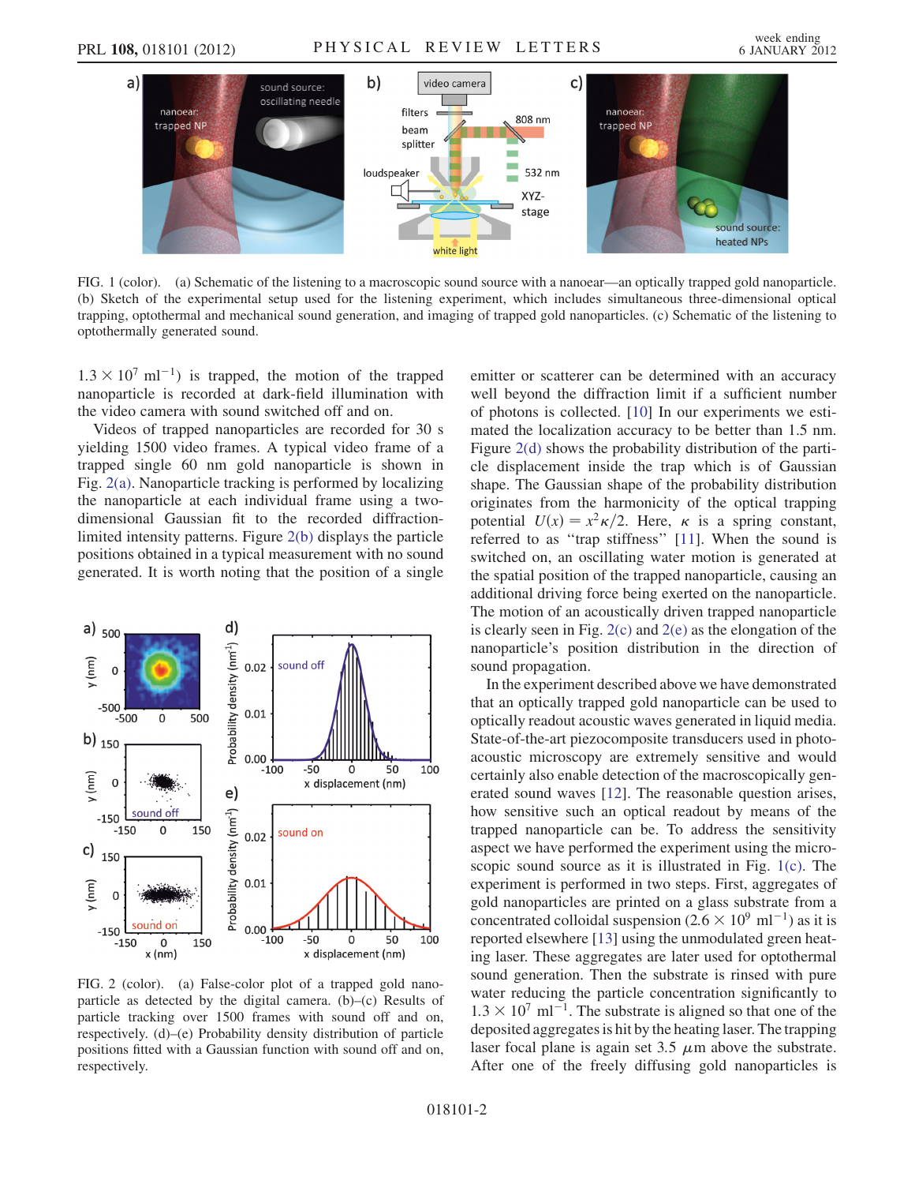FIG. 1 (color). (a) Schematic of the listening to a macroscopic sound source with a nanoear—an optically trapped gold nanoparticle. (b) Sketch of the experimental setup used for the listening experiment, which includes simultaneous three-dimensional optical trapping, optothermal and mechanical sound generation, and imaging of trapped gold nanoparticles. (c) Schematic of the listening to optothermally generated sound.

$1.3 \times 10^7$ ml$^{-1}$) is trapped, the motion of the trapped nanoparticle is recorded at dark-field illumination with the video camera with sound switched off and on.

Videos of trapped nanoparticles are recorded for 30 s yielding 1500 video frames. A typical video frame of a trapped single 60 nm gold nanoparticle is shown in Fig. 2(a). Nanoparticle tracking is performed by localizing the nanoparticle at each individual frame using a two-dimensional Gaussian fit to the recorded diffraction-limited intensity patterns. Figure 2(b) displays the particle positions obtained in a typical measurement with no sound generated. It is worth noting that the position of a single emitter or scatterer can be determined with an accuracy well beyond the diffraction limit if a sufficient number of photons is collected. [10] In our experiments we estimated the localization accuracy to be better than 1.5 nm. Figure 2(d) shows the probability distribution of the particle displacement inside the trap which is of Gaussian shape. The Gaussian shape of the probability distribution originates from the harmonicity of the optical trapping potential $U(x) = x^2\kappa/2$. Here, $\kappa$ is a spring constant, referred to as "trap stiffness" [11]. When the sound is switched on, an oscillating water motion is generated at the spatial position of the trapped nanoparticle, causing an additional driving force being exerted on the nanoparticle. The motion of an acoustically driven trapped nanoparticle is clearly seen in Fig. 2(c) and 2(e) as the elongation of the nanoparticle's position distribution in the direction of sound propagation.

FIG. 2 (color). (a) False-color plot of a trapped gold nanoparticle as detected by the digital camera. (b)–(c) Results of particle tracking over 1500 frames with sound off and on, respectively. (d)–(e) Probability density distribution of particle positions fitted with a Gaussian function with sound off and on, respectively.

In the experiment described above we have demonstrated that an optically trapped gold nanoparticle can be used to optically readout acoustic waves generated in liquid media. State-of-the-art piezocomposite transducers used in photoacoustic microscopy are extremely sensitive and would certainly also enable detection of the macroscopically generated sound waves [12]. The reasonable question arises, how sensitive such an optical readout by means of the trapped nanoparticle can be. To address the sensitivity aspect we have performed the experiment using the microscopic sound source as it is illustrated in Fig. 1(c). The experiment is performed in two steps. First, aggregates of gold nanoparticles are printed on a glass substrate from a concentrated colloidal suspension ($2.6 \times 10^9$ ml$^{-1}$) as it is reported elsewhere [13] using the unmodulated green heating laser. These aggregates are later used for optothermal sound generation. Then the substrate is rinsed with pure water reducing the particle concentration significantly to $1.3 \times 10^7$ ml$^{-1}$. The substrate is aligned so that one of the deposited aggregates is hit by the heating laser. The trapping laser focal plane is again set 3.5 $\mu$m above the substrate. After one of the freely diffusing gold nanoparticles is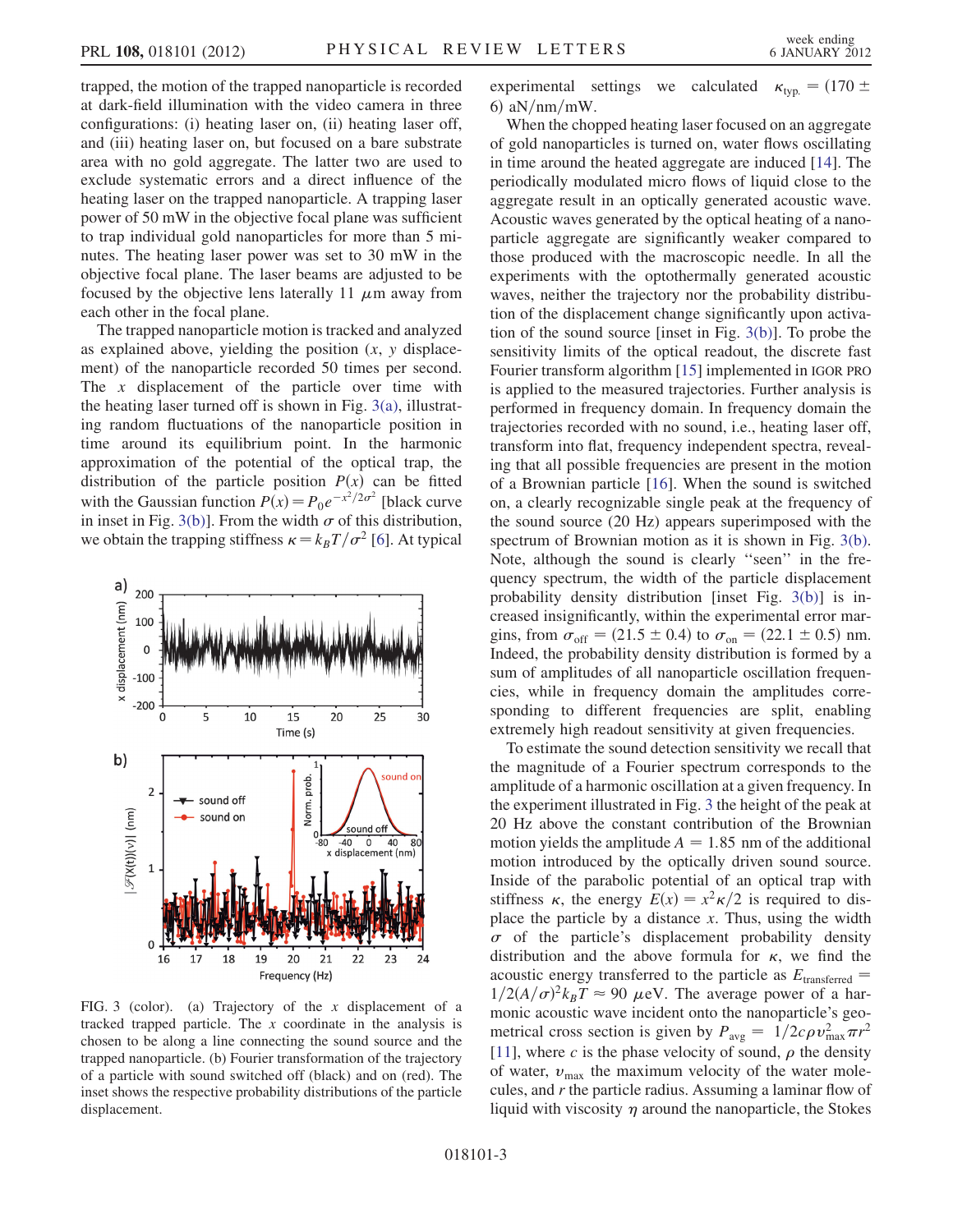trapped, the motion of the trapped nanoparticle is recorded at dark-field illumination with the video camera in three configurations: (i) heating laser on, (ii) heating laser off, and (iii) heating laser on, but focused on a bare substrate area with no gold aggregate. The latter two are used to exclude systematic errors and a direct influence of the heating laser on the trapped nanoparticle. A trapping laser power of 50 mW in the objective focal plane was sufficient to trap individual gold nanoparticles for more than 5 minutes. The heating laser power was set to 30 mW in the objective focal plane. The laser beams are adjusted to be focused by the objective lens laterally 11 $\mu$m away from each other in the focal plane.

The trapped nanoparticle motion is tracked and analyzed as explained above, yielding the position ($x$, $y$ displacement) of the nanoparticle recorded 50 times per second. The $x$ displacement of the particle over time with the heating laser turned off is shown in Fig. 3(a), illustrating random fluctuations of the nanoparticle position in time around its equilibrium point. In the harmonic approximation of the potential of the optical trap, the distribution of the particle position $P(x)$ can be fitted with the Gaussian function $P(x) = P_0 e^{-x^2/2\sigma^2}$ [black curve in inset in Fig. 3(b)]. From the width $\sigma$ of this distribution, we obtain the trapping stiffness $\kappa = k_B T/\sigma^2$ [6]. At typical experimental settings we calculated $\kappa_{\text{typ.}} = (170 \pm 6)$ aN/nm/mW.

FIG. 3 (color). (a) Trajectory of the $x$ displacement of a tracked trapped particle. The $x$ coordinate in the analysis is chosen to be along a line connecting the sound source and the trapped nanoparticle. (b) Fourier transformation of the trajectory of a particle with sound switched off (black) and on (red). The inset shows the respective probability distributions of the particle displacement.

When the chopped heating laser focused on an aggregate of gold nanoparticles is turned on, water flows oscillating in time around the heated aggregate are induced [14]. The periodically modulated micro flows of liquid close to the aggregate result in an optically generated acoustic wave. Acoustic waves generated by the optical heating of a nanoparticle aggregate are significantly weaker compared to those produced with the macroscopic needle. In all the experiments with the optothermally generated acoustic waves, neither the trajectory nor the probability distribution of the displacement change significantly upon activation of the sound source [inset in Fig. 3(b)]. To probe the sensitivity limits of the optical readout, the discrete fast Fourier transform algorithm [15] implemented in IGOR PRO is applied to the measured trajectories. Further analysis is performed in frequency domain. In frequency domain the trajectories recorded with no sound, i.e., heating laser off, transform into flat, frequency independent spectra, revealing that all possible frequencies are present in the motion of a Brownian particle [16]. When the sound is switched on, a clearly recognizable single peak at the frequency of the sound source (20 Hz) appears superimposed with the spectrum of Brownian motion as it is shown in Fig. 3(b). Note, although the sound is clearly "seen" in the frequency spectrum, the width of the particle displacement probability density distribution [inset Fig. 3(b)] is increased insignificantly, within the experimental error margins, from $\sigma_{\text{off}} = (21.5 \pm 0.4)$ to $\sigma_{\text{on}} = (22.1 \pm 0.5)$ nm. Indeed, the probability density distribution is formed by a sum of amplitudes of all nanoparticle oscillation frequencies, while in frequency domain the amplitudes corresponding to different frequencies are split, enabling extremely high readout sensitivity at given frequencies.

To estimate the sound detection sensitivity we recall that the magnitude of a Fourier spectrum corresponds to the amplitude of a harmonic oscillation at a given frequency. In the experiment illustrated in Fig. 3 the height of the peak at 20 Hz above the constant contribution of the Brownian motion yields the amplitude $A = 1.85$ nm of the additional motion introduced by the optically driven sound source. Inside of the parabolic potential of an optical trap with stiffness $\kappa$, the energy $E(x) = x^2\kappa/2$ is required to displace the particle by a distance $x$. Thus, using the width $\sigma$ of the particle's displacement probability density distribution and the above formula for $\kappa$, we find the acoustic energy transferred to the particle as $E_{\text{transferred}} = 1/2(A/\sigma)^2 k_B T \approx 90$ $\mu$eV. The average power of a harmonic acoustic wave incident onto the nanoparticle's geometrical cross section is given by $P_{\text{avg}} = 1/2 c\rho v_{\max}^2 \pi r^2$ [11], where $c$ is the phase velocity of sound, $\rho$ the density of water, $v_{\max}$ the maximum velocity of the water molecules, and $r$ the particle radius. Assuming a laminar flow of liquid with viscosity $\eta$ around the nanoparticle, the Stokes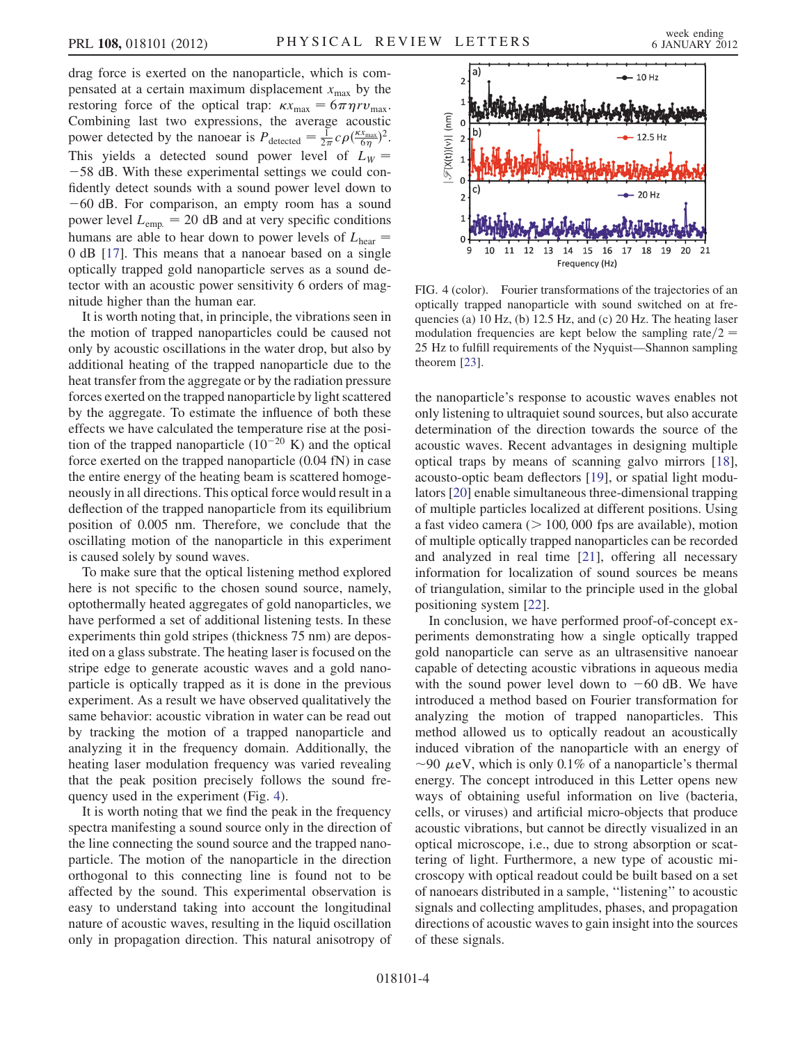drag force is exerted on the nanoparticle, which is compensated at a certain maximum displacement $x_{max}$ by the restoring force of the optical trap: $\kappa x_{max} = 6\pi\eta r v_{max}$. Combining last two expressions, the average acoustic power detected by the nanoear is $P_{detected} = \frac{1}{2\pi} c\rho (\frac{\kappa x_{max}}{6\eta})^2$. This yields a detected sound power level of $L_W = -58$ dB. With these experimental settings we could confidently detect sounds with a sound power level down to $-60$ dB. For comparison, an empty room has a sound power level $L_{emp.} = 20$ dB and at very specific conditions humans are able to hear down to power levels of $L_{hear} = 0$ dB [17]. This means that a nanoear based on a single optically trapped gold nanoparticle serves as a sound detector with an acoustic power sensitivity 6 orders of magnitude higher than the human ear.

It is worth noting that, in principle, the vibrations seen in the motion of trapped nanoparticles could be caused not only by acoustic oscillations in the water drop, but also by additional heating of the trapped nanoparticle due to the heat transfer from the aggregate or by the radiation pressure forces exerted on the trapped nanoparticle by light scattered by the aggregate. To estimate the influence of both these effects we have calculated the temperature rise at the position of the trapped nanoparticle ($10^{-20}$ K) and the optical force exerted on the trapped nanoparticle (0.04 fN) in case the entire energy of the heating beam is scattered homogeneously in all directions. This optical force would result in a deflection of the trapped nanoparticle from its equilibrium position of 0.005 nm. Therefore, we conclude that the oscillating motion of the nanoparticle in this experiment is caused solely by sound waves.

To make sure that the optical listening method explored here is not specific to the chosen sound source, namely, optothermally heated aggregates of gold nanoparticles, we have performed a set of additional listening tests. In these experiments thin gold stripes (thickness 75 nm) are deposited on a glass substrate. The heating laser is focused on the stripe edge to generate acoustic waves and a gold nanoparticle is optically trapped as it is done in the previous experiment. As a result we have observed qualitatively the same behavior: acoustic vibration in water can be read out by tracking the motion of a trapped nanoparticle and analyzing it in the frequency domain. Additionally, the heating laser modulation frequency was varied revealing that the peak position precisely follows the sound frequency used in the experiment (Fig. 4).

It is worth noting that we find the peak in the frequency spectra manifesting a sound source only in the direction of the line connecting the sound source and the trapped nanoparticle. The motion of the nanoparticle in the direction orthogonal to this connecting line is found not to be affected by the sound. This experimental observation is easy to understand taking into account the longitudinal nature of acoustic waves, resulting in the liquid oscillation only in propagation direction. This natural anisotropy of

a)
10 Hz
b)
12.5 Hz
c)
20 Hz
$|\mathcal{F}(X(t))(\nu)|$ (nm)
2
0
2
1
0
2
1
0
9 10 11 12 13 14 15 16 17 18 19 20 21
Frequency (Hz)

FIG. 4 (color). Fourier transformations of the trajectories of an optically trapped nanoparticle with sound switched on at frequencies (a) 10 Hz, (b) 12.5 Hz, and (c) 20 Hz. The heating laser modulation frequencies are kept below the sampling rate/2 = 25 Hz to fulfill requirements of the Nyquist—Shannon sampling theorem [23].

the nanoparticle's response to acoustic waves enables not only listening to ultraquiet sound sources, but also accurate determination of the direction towards the source of the acoustic waves. Recent advantages in designing multiple optical traps by means of scanning galvo mirrors [18], acousto-optic beam deflectors [19], or spatial light modulators [20] enable simultaneous three-dimensional trapping of multiple particles localized at different positions. Using a fast video camera (> 100, 000 fps are available), motion of multiple optically trapped nanoparticles can be recorded and analyzed in real time [21], offering all necessary information for localization of sound sources be means of triangulation, similar to the principle used in the global positioning system [22].

In conclusion, we have performed proof-of-concept experiments demonstrating how a single optically trapped gold nanoparticle can serve as an ultrasensitive nanoear capable of detecting acoustic vibrations in aqueous media with the sound power level down to $-60$ dB. We have introduced a method based on Fourier transformation for analyzing the motion of trapped nanoparticles. This method allowed us to optically readout an acoustically induced vibration of the nanoparticle with an energy of $\sim 90$ $\mu$eV, which is only 0.1% of a nanoparticle's thermal energy. The concept introduced in this Letter opens new ways of obtaining useful information on live (bacteria, cells, or viruses) and artificial micro-objects that produce acoustic vibrations, but cannot be directly visualized in an optical microscope, i.e., due to strong absorption or scattering of light. Furthermore, a new type of acoustic microscopy with optical readout could be built based on a set of nanoears distributed in a sample, "listening" to acoustic signals and collecting amplitudes, phases, and propagation directions of acoustic waves to gain insight into the sources of these signals.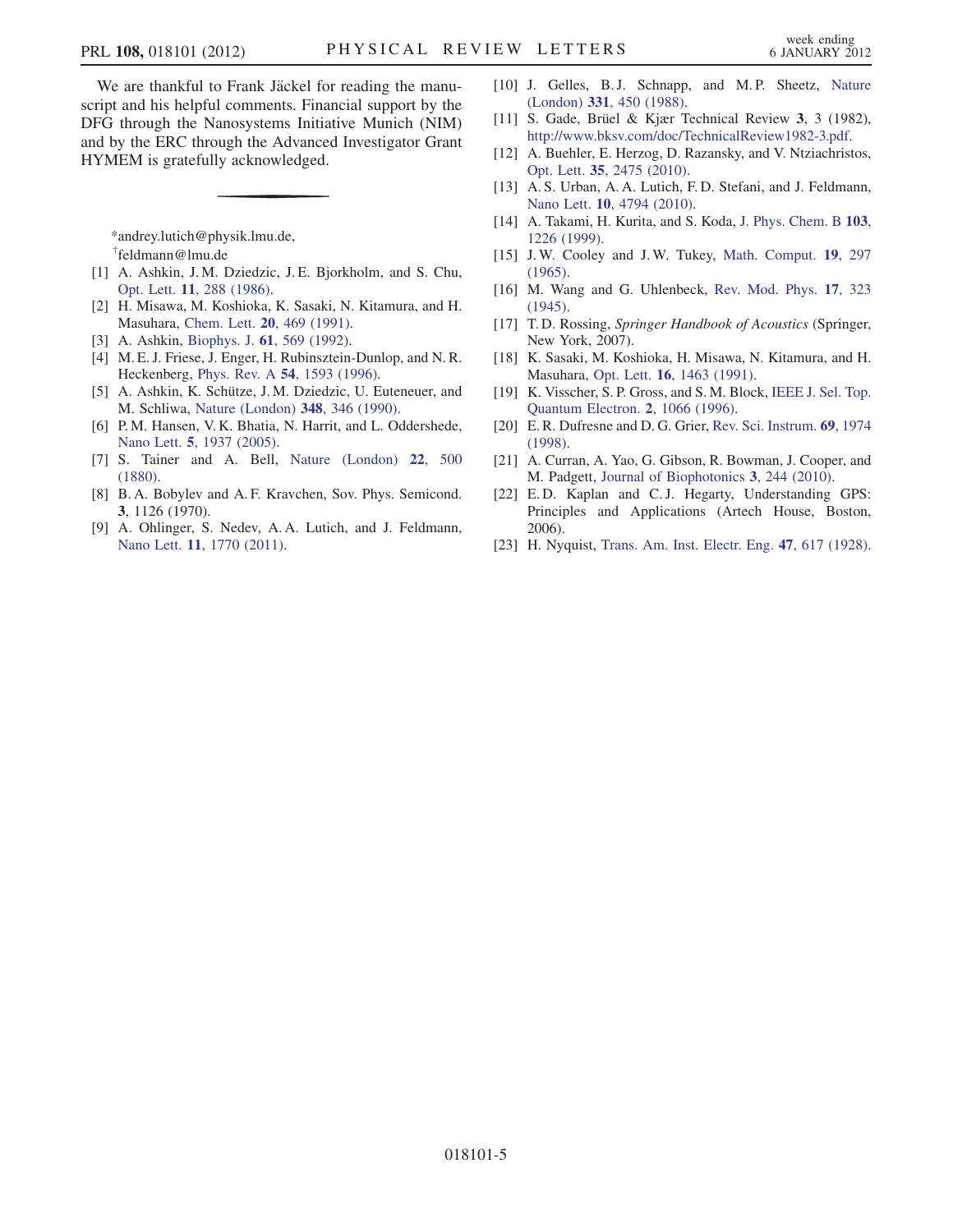We are thankful to Frank Jäckel for reading the manuscript and his helpful comments. Financial support by the DFG through the Nanosystems Initiative Munich (NIM) and by the ERC through the Advanced Investigator Grant HYMEM is gratefully acknowledged.

---

*andrey.lutich@physik.lmu.de,
†feldmann@lmu.de

[1] A. Ashkin, J. M. Dziedzic, J. E. Bjorkholm, and S. Chu, Opt. Lett. **11**, 288 (1986).

[2] H. Misawa, M. Koshioka, K. Sasaki, N. Kitamura, and H. Masuhara, Chem. Lett. **20**, 469 (1991).

[3] A. Ashkin, Biophys. J. **61**, 569 (1992).

[4] M. E. J. Friese, J. Enger, H. Rubinsztein-Dunlop, and N. R. Heckenberg, Phys. Rev. A **54**, 1593 (1996).

[5] A. Ashkin, K. Schütze, J. M. Dziedzic, U. Euteneuer, and M. Schliwa, Nature (London) **348**, 346 (1990).

[6] P. M. Hansen, V. K. Bhatia, N. Harrit, and L. Oddershede, Nano Lett. **5**, 1937 (2005).

[7] S. Tainer and A. Bell, Nature (London) **22**, 500 (1880).

[8] B. A. Bobylev and A. F. Kravchen, Sov. Phys. Semicond. **3**, 1126 (1970).

[9] A. Ohlinger, S. Nedev, A. A. Lutich, and J. Feldmann, Nano Lett. **11**, 1770 (2011).

[10] J. Gelles, B. J. Schnapp, and M. P. Sheetz, Nature (London) **331**, 450 (1988).

[11] S. Gade, Brüel & Kjær Technical Review **3**, 3 (1982), http://www.bksv.com/doc/TechnicalReview1982-3.pdf.

[12] A. Buehler, E. Herzog, D. Razansky, and V. Ntziachristos, Opt. Lett. **35**, 2475 (2010).

[13] A. S. Urban, A. A. Lutich, F. D. Stefani, and J. Feldmann, Nano Lett. **10**, 4794 (2010).

[14] A. Takami, H. Kurita, and S. Koda, J. Phys. Chem. B **103**, 1226 (1999).

[15] J. W. Cooley and J. W. Tukey, Math. Comput. **19**, 297 (1965).

[16] M. Wang and G. Uhlenbeck, Rev. Mod. Phys. **17**, 323 (1945).

[17] T. D. Rossing, *Springer Handbook of Acoustics* (Springer, New York, 2007).

[18] K. Sasaki, M. Koshioka, H. Misawa, N. Kitamura, and H. Masuhara, Opt. Lett. **16**, 1463 (1991).

[19] K. Visscher, S. P. Gross, and S. M. Block, IEEE J. Sel. Top. Quantum Electron. **2**, 1066 (1996).

[20] E. R. Dufresne and D. G. Grier, Rev. Sci. Instrum. **69**, 1974 (1998).

[21] A. Curran, A. Yao, G. Gibson, R. Bowman, J. Cooper, and M. Padgett, Journal of Biophotonics **3**, 244 (2010).

[22] E. D. Kaplan and C. J. Hegarty, Understanding GPS: Principles and Applications (Artech House, Boston, 2006).

[23] H. Nyquist, Trans. Am. Inst. Electr. Eng. **47**, 617 (1928).